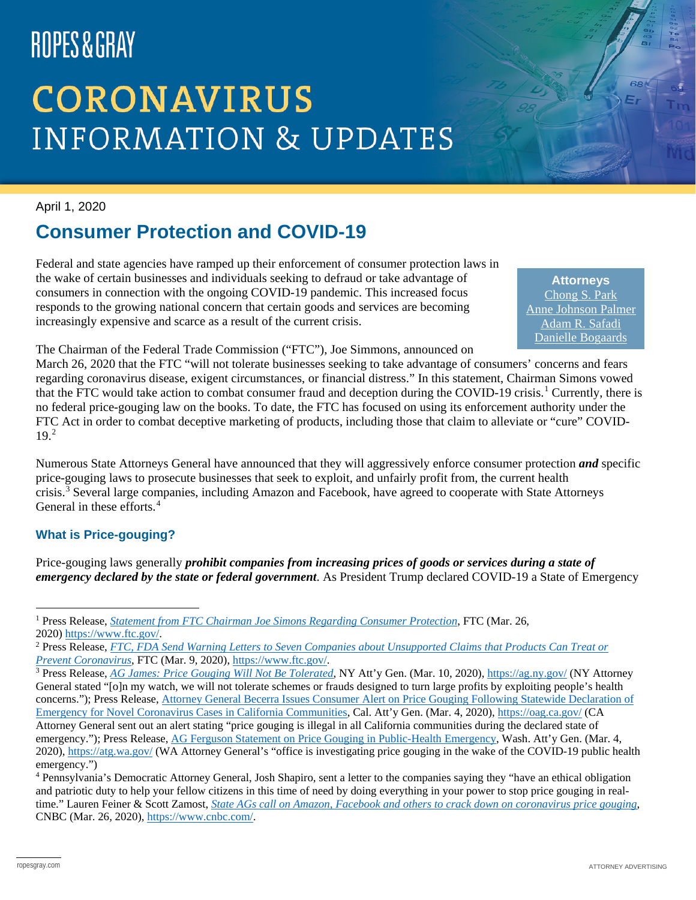ROPES & GRAY

# CORONAVIRUS INFORMATION & UPDATES

April 1, 2020

## Consumer Protection and COVID-19

**Attorneys**
Chong S. Park
Anne Johnson Palmer
Adam R. Safadi
Danielle Bogaards

Federal and state agencies have ramped up their enforcement of consumer protection laws in the wake of certain businesses and individuals seeking to defraud or take advantage of consumers in connection with the ongoing COVID-19 pandemic. This increased focus responds to the growing national concern that certain goods and services are becoming increasingly expensive and scarce as a result of the current crisis.

The Chairman of the Federal Trade Commission ("FTC"), Joe Simmons, announced on March 26, 2020 that the FTC "will not tolerate businesses seeking to take advantage of consumers' concerns and fears regarding coronavirus disease, exigent circumstances, or financial distress." In this statement, Chairman Simons vowed that the FTC would take action to combat consumer fraud and deception during the COVID-19 crisis.[1] Currently, there is no federal price-gouging law on the books. To date, the FTC has focused on using its enforcement authority under the FTC Act in order to combat deceptive marketing of products, including those that claim to alleviate or "cure" COVID-19.[2]

Numerous State Attorneys General have announced that they will aggressively enforce consumer protection ***and*** specific price-gouging laws to prosecute businesses that seek to exploit, and unfairly profit from, the current health crisis.[3] Several large companies, including Amazon and Facebook, have agreed to cooperate with State Attorneys General in these efforts.[4]

### What is Price-gouging?

Price-gouging laws generally ***prohibit companies from increasing prices of goods or services during a state of emergency declared by the state or federal government***. As President Trump declared COVID-19 a State of Emergency

---

[1] Press Release, *Statement from FTC Chairman Joe Simons Regarding Consumer Protection*, FTC (Mar. 26, 2020) https://www.ftc.gov/.

[2] Press Release, *FTC, FDA Send Warning Letters to Seven Companies about Unsupported Claims that Products Can Treat or Prevent Coronavirus*, FTC (Mar. 9, 2020), https://www.ftc.gov/.

[3] Press Release, *AG James: Price Gouging Will Not Be Tolerated*, NY Att'y Gen. (Mar. 10, 2020), https://ag.ny.gov/ (NY Attorney General stated "[o]n my watch, we will not tolerate schemes or frauds designed to turn large profits by exploiting people's health concerns."); Press Release, Attorney General Becerra Issues Consumer Alert on Price Gouging Following Statewide Declaration of Emergency for Novel Coronavirus Cases in California Communities, Cal. Att'y Gen. (Mar. 4, 2020), https://oag.ca.gov/ (CA Attorney General sent out an alert stating "price gouging is illegal in all California communities during the declared state of emergency."); Press Release, AG Ferguson Statement on Price Gouging in Public-Health Emergency, Wash. Att'y Gen. (Mar. 4, 2020), https://atg.wa.gov/ (WA Attorney General's "office is investigating price gouging in the wake of the COVID-19 public health emergency.")

[4] Pennsylvania's Democratic Attorney General, Josh Shapiro, sent a letter to the companies saying they "have an ethical obligation and patriotic duty to help your fellow citizens in this time of need by doing everything in your power to stop price gouging in real-time." Lauren Feiner & Scott Zamost, *State AGs call on Amazon, Facebook and others to crack down on coronavirus price gouging*, CNBC (Mar. 26, 2020), https://www.cnbc.com/.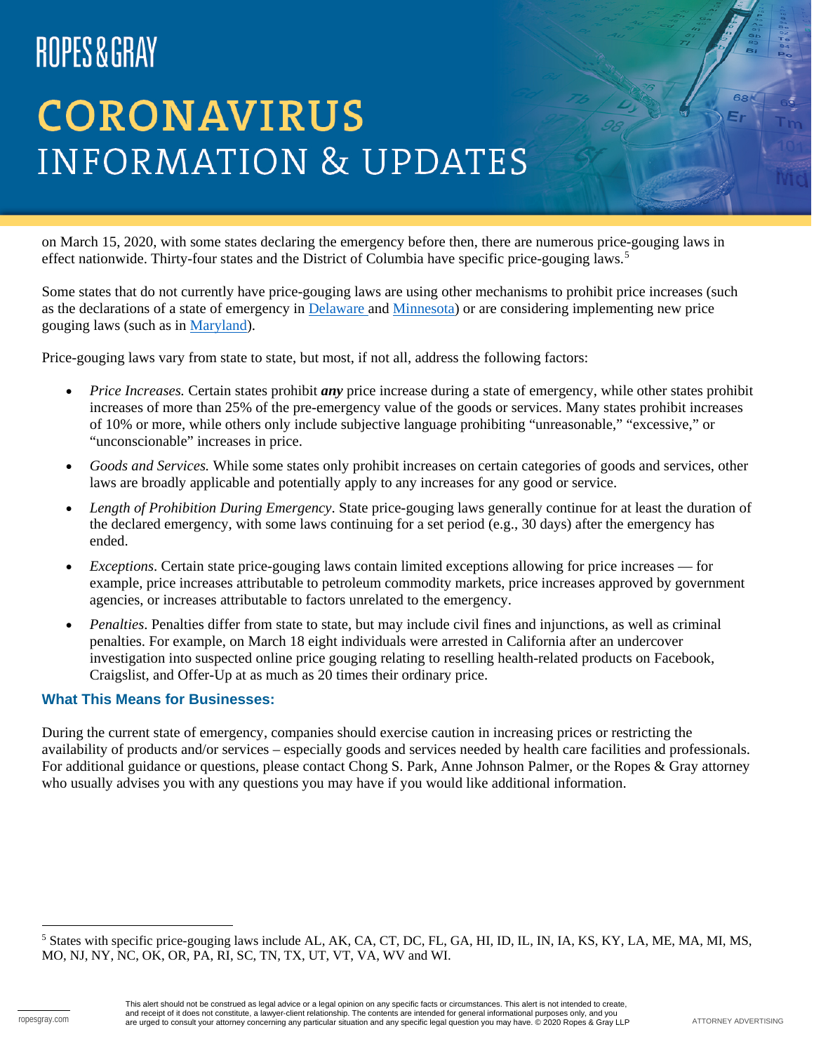on March 15, 2020, with some states declaring the emergency before then, there are numerous price-gouging laws in effect nationwide. Thirty-four states and the District of Columbia have specific price-gouging laws.[5]

Some states that do not currently have price-gouging laws are using other mechanisms to prohibit price increases (such as the declarations of a state of emergency in Delaware and Minnesota) or are considering implementing new price gouging laws (such as in Maryland).

Price-gouging laws vary from state to state, but most, if not all, address the following factors:

- *Price Increases.* Certain states prohibit ***any*** price increase during a state of emergency, while other states prohibit increases of more than 25% of the pre-emergency value of the goods or services. Many states prohibit increases of 10% or more, while others only include subjective language prohibiting "unreasonable," "excessive," or "unconscionable" increases in price.
- *Goods and Services.* While some states only prohibit increases on certain categories of goods and services, other laws are broadly applicable and potentially apply to any increases for any good or service.
- *Length of Prohibition During Emergency*. State price-gouging laws generally continue for at least the duration of the declared emergency, with some laws continuing for a set period (e.g., 30 days) after the emergency has ended.
- *Exceptions*. Certain state price-gouging laws contain limited exceptions allowing for price increases — for example, price increases attributable to petroleum commodity markets, price increases approved by government agencies, or increases attributable to factors unrelated to the emergency.
- *Penalties*. Penalties differ from state to state, but may include civil fines and injunctions, as well as criminal penalties. For example, on March 18 eight individuals were arrested in California after an undercover investigation into suspected online price gouging relating to reselling health-related products on Facebook, Craigslist, and Offer-Up at as much as 20 times their ordinary price.

### What This Means for Businesses:

During the current state of emergency, companies should exercise caution in increasing prices or restricting the availability of products and/or services – especially goods and services needed by health care facilities and professionals. For additional guidance or questions, please contact Chong S. Park, Anne Johnson Palmer, or the Ropes & Gray attorney who usually advises you with any questions you may have if you would like additional information.

[5] States with specific price-gouging laws include AL, AK, CA, CT, DC, FL, GA, HI, ID, IL, IN, IA, KS, KY, LA, ME, MA, MI, MS, MO, NJ, NY, NC, OK, OR, PA, RI, SC, TN, TX, UT, VT, VA, WV and WI.

This alert should not be construed as legal advice or a legal opinion on any specific facts or circumstances. This alert is not intended to create, and receipt of it does not constitute, a lawyer-client relationship. The contents are intended for general informational purposes only, and you are urged to consult your attorney concerning any particular situation and any specific legal question you may have. © 2020 Ropes & Gray LLP

ATTORNEY ADVERTISING